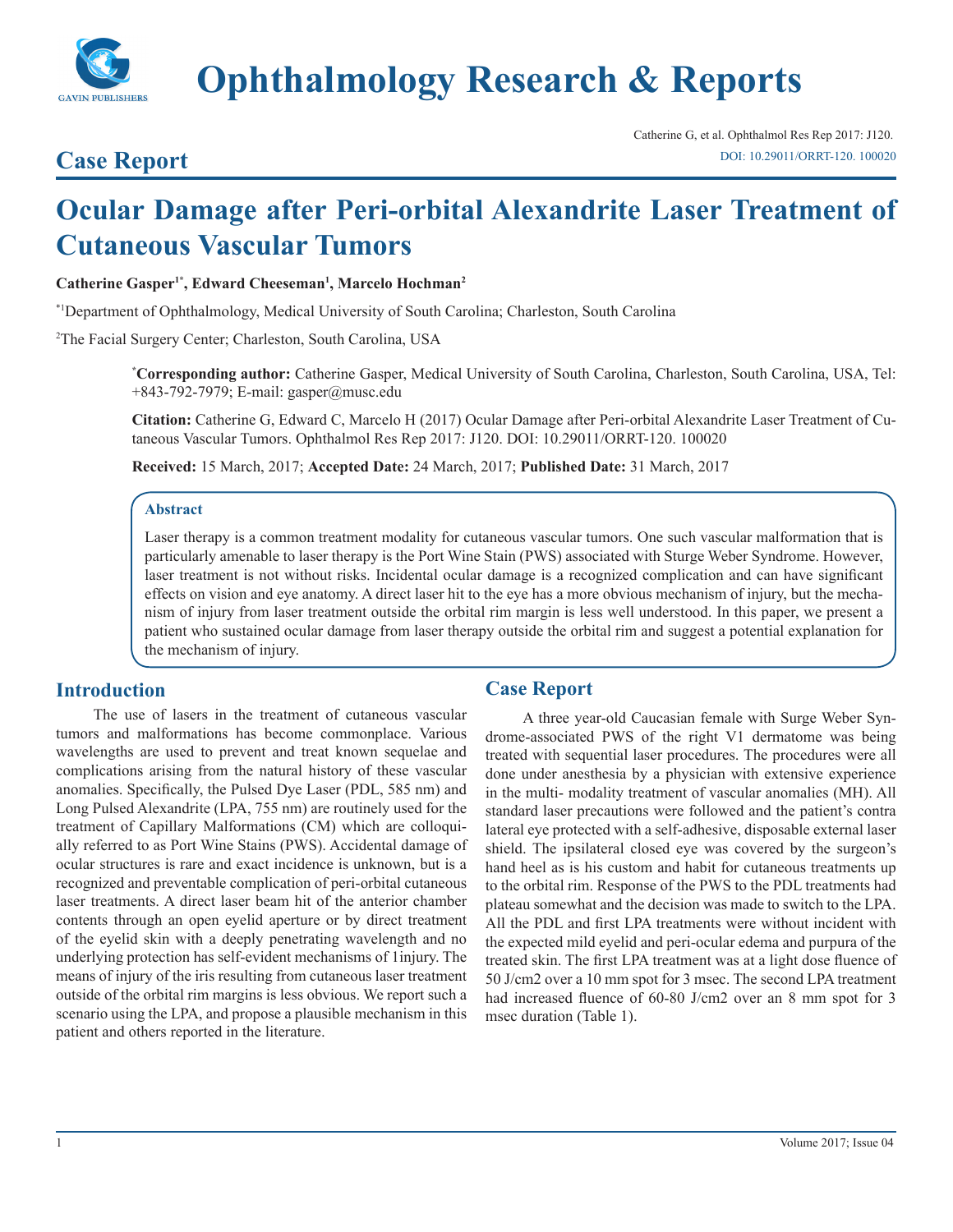# Ophthalmology Research & Reports

## Case Report

# Ocular Damage after Peri-orbital Alexandrite Laser Treatment of Cutaneous Vascular Tumors

**Catherine Gasper[1*], Edward Cheeseman[1], Marcelo Hochman[2]**

[*1]Department of Ophthalmology, Medical University of South Carolina; Charleston, South Carolina

[2]The Facial Surgery Center; Charleston, South Carolina, USA

[*]**Corresponding author:** Catherine Gasper, Medical University of South Carolina, Charleston, South Carolina, USA, Tel: +843-792-7979; E-mail: gasper@musc.edu

**Citation:** Catherine G, Edward C, Marcelo H (2017) Ocular Damage after Peri-orbital Alexandrite Laser Treatment of Cutaneous Vascular Tumors. Ophthalmol Res Rep 2017: J120. DOI: 10.29011/ORRT-120. 100020

**Received:** 15 March, 2017; **Accepted Date:** 24 March, 2017; **Published Date:** 31 March, 2017

### Abstract

Laser therapy is a common treatment modality for cutaneous vascular tumors. One such vascular malformation that is particularly amenable to laser therapy is the Port Wine Stain (PWS) associated with Sturge Weber Syndrome. However, laser treatment is not without risks. Incidental ocular damage is a recognized complication and can have significant effects on vision and eye anatomy. A direct laser hit to the eye has a more obvious mechanism of injury, but the mechanism of injury from laser treatment outside the orbital rim margin is less well understood. In this paper, we present a patient who sustained ocular damage from laser therapy outside the orbital rim and suggest a potential explanation for the mechanism of injury.

## Introduction

The use of lasers in the treatment of cutaneous vascular tumors and malformations has become commonplace. Various wavelengths are used to prevent and treat known sequelae and complications arising from the natural history of these vascular anomalies. Specifically, the Pulsed Dye Laser (PDL, 585 nm) and Long Pulsed Alexandrite (LPA, 755 nm) are routinely used for the treatment of Capillary Malformations (CM) which are colloquially referred to as Port Wine Stains (PWS). Accidental damage of ocular structures is rare and exact incidence is unknown, but is a recognized and preventable complication of peri-orbital cutaneous laser treatments. A direct laser beam hit of the anterior chamber contents through an open eyelid aperture or by direct treatment of the eyelid skin with a deeply penetrating wavelength and no underlying protection has self-evident mechanisms of 1injury. The means of injury of the iris resulting from cutaneous laser treatment outside of the orbital rim margins is less obvious. We report such a scenario using the LPA, and propose a plausible mechanism in this patient and others reported in the literature.

## Case Report

A three year-old Caucasian female with Surge Weber Syndrome-associated PWS of the right V1 dermatome was being treated with sequential laser procedures. The procedures were all done under anesthesia by a physician with extensive experience in the multi- modality treatment of vascular anomalies (MH). All standard laser precautions were followed and the patient's contra lateral eye protected with a self-adhesive, disposable external laser shield. The ipsilateral closed eye was covered by the surgeon's hand heel as is his custom and habit for cutaneous treatments up to the orbital rim. Response of the PWS to the PDL treatments had plateau somewhat and the decision was made to switch to the LPA. All the PDL and first LPA treatments were without incident with the expected mild eyelid and peri-ocular edema and purpura of the treated skin. The first LPA treatment was at a light dose fluence of 50 J/cm2 over a 10 mm spot for 3 msec. The second LPA treatment had increased fluence of 60-80 J/cm2 over an 8 mm spot for 3 msec duration (Table 1).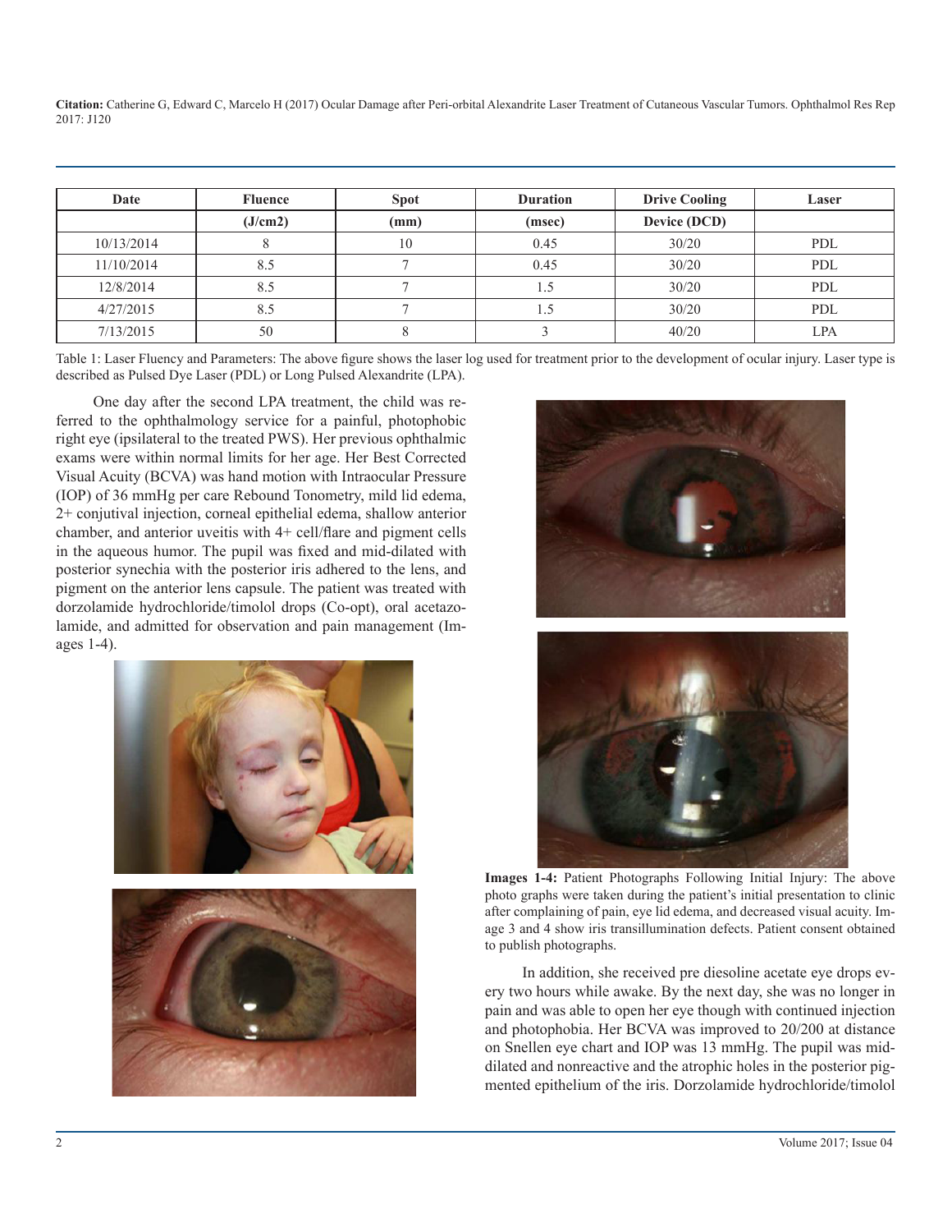| Date | Fluence | Spot | Duration | Drive Cooling | Laser |
|---|---|---|---|---|---|
| | (J/cm2) | (mm) | (msec) | Device (DCD) | |
| 10/13/2014 | 8 | 10 | 0.45 | 30/20 | PDL |
| 11/10/2014 | 8.5 | 7 | 0.45 | 30/20 | PDL |
| 12/8/2014 | 8.5 | 7 | 1.5 | 30/20 | PDL |
| 4/27/2015 | 8.5 | 7 | 1.5 | 30/20 | PDL |
| 7/13/2015 | 50 | 8 | 3 | 40/20 | LPA |

Table 1: Laser Fluency and Parameters: The above figure shows the laser log used for treatment prior to the development of ocular injury. Laser type is described as Pulsed Dye Laser (PDL) or Long Pulsed Alexandrite (LPA).

One day after the second LPA treatment, the child was referred to the ophthalmology service for a painful, photophobic right eye (ipsilateral to the treated PWS). Her previous ophthalmic exams were within normal limits for her age. Her Best Corrected Visual Acuity (BCVA) was hand motion with Intraocular Pressure (IOP) of 36 mmHg per care Rebound Tonometry, mild lid edema, 2+ conjutival injection, corneal epithelial edema, shallow anterior chamber, and anterior uveitis with 4+ cell/flare and pigment cells in the aqueous humor. The pupil was fixed and mid-dilated with posterior synechia with the posterior iris adhered to the lens, and pigment on the anterior lens capsule. The patient was treated with dorzolamide hydrochloride/timolol drops (Co-opt), oral acetazolamide, and admitted for observation and pain management (Images 1-4).

**Images 1-4:** Patient Photographs Following Initial Injury: The above photo graphs were taken during the patient's initial presentation to clinic after complaining of pain, eye lid edema, and decreased visual acuity. Image 3 and 4 show iris transillumination defects. Patient consent obtained to publish photographs.

In addition, she received pre diesoline acetate eye drops every two hours while awake. By the next day, she was no longer in pain and was able to open her eye though with continued injection and photophobia. Her BCVA was improved to 20/200 at distance on Snellen eye chart and IOP was 13 mmHg. The pupil was mid-dilated and nonreactive and the atrophic holes in the posterior pigmented epithelium of the iris. Dorzolamide hydrochloride/timolol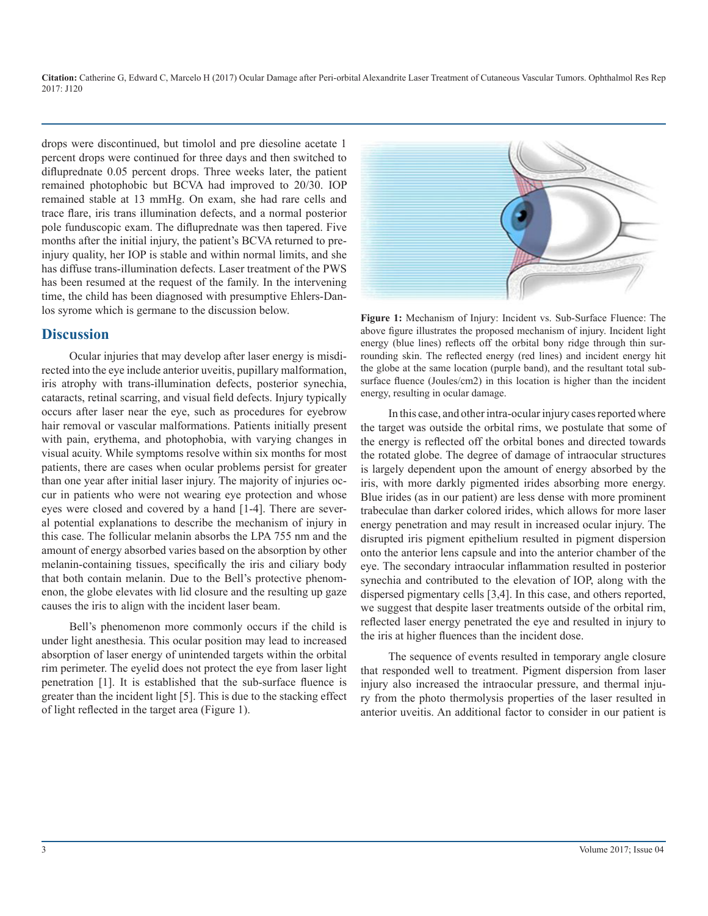drops were discontinued, but timolol and pre diesoline acetate 1 percent drops were continued for three days and then switched to difluprednate 0.05 percent drops. Three weeks later, the patient remained photophobic but BCVA had improved to 20/30. IOP remained stable at 13 mmHg. On exam, she had rare cells and trace flare, iris trans illumination defects, and a normal posterior pole funduscopic exam. The difluprednate was then tapered. Five months after the initial injury, the patient's BCVA returned to pre-injury quality, her IOP is stable and within normal limits, and she has diffuse trans-illumination defects. Laser treatment of the PWS has been resumed at the request of the family. In the intervening time, the child has been diagnosed with presumptive Ehlers-Danlos syrome which is germane to the discussion below.

## Discussion

Ocular injuries that may develop after laser energy is misdirected into the eye include anterior uveitis, pupillary malformation, iris atrophy with trans-illumination defects, posterior synechia, cataracts, retinal scarring, and visual field defects. Injury typically occurs after laser near the eye, such as procedures for eyebrow hair removal or vascular malformations. Patients initially present with pain, erythema, and photophobia, with varying changes in visual acuity. While symptoms resolve within six months for most patients, there are cases when ocular problems persist for greater than one year after initial laser injury. The majority of injuries occur in patients who were not wearing eye protection and whose eyes were closed and covered by a hand [1-4]. There are several potential explanations to describe the mechanism of injury in this case. The follicular melanin absorbs the LPA 755 nm and the amount of energy absorbed varies based on the absorption by other melanin-containing tissues, specifically the iris and ciliary body that both contain melanin. Due to the Bell's protective phenomenon, the globe elevates with lid closure and the resulting up gaze causes the iris to align with the incident laser beam.

Bell's phenomenon more commonly occurs if the child is under light anesthesia. This ocular position may lead to increased absorption of laser energy of unintended targets within the orbital rim perimeter. The eyelid does not protect the eye from laser light penetration [1]. It is established that the sub-surface fluence is greater than the incident light [5]. This is due to the stacking effect of light reflected in the target area (Figure 1).

**Figure 1:** Mechanism of Injury: Incident vs. Sub-Surface Fluence: The above figure illustrates the proposed mechanism of injury. Incident light energy (blue lines) reflects off the orbital bony ridge through thin surrounding skin. The reflected energy (red lines) and incident energy hit the globe at the same location (purple band), and the resultant total sub-surface fluence (Joules/cm2) in this location is higher than the incident energy, resulting in ocular damage.

In this case, and other intra-ocular injury cases reported where the target was outside the orbital rims, we postulate that some of the energy is reflected off the orbital bones and directed towards the rotated globe. The degree of damage of intraocular structures is largely dependent upon the amount of energy absorbed by the iris, with more darkly pigmented irides absorbing more energy. Blue irides (as in our patient) are less dense with more prominent trabeculae than darker colored irides, which allows for more laser energy penetration and may result in increased ocular injury. The disrupted iris pigment epithelium resulted in pigment dispersion onto the anterior lens capsule and into the anterior chamber of the eye. The secondary intraocular inflammation resulted in posterior synechia and contributed to the elevation of IOP, along with the dispersed pigmentary cells [3,4]. In this case, and others reported, we suggest that despite laser treatments outside of the orbital rim, reflected laser energy penetrated the eye and resulted in injury to the iris at higher fluences than the incident dose.

The sequence of events resulted in temporary angle closure that responded well to treatment. Pigment dispersion from laser injury also increased the intraocular pressure, and thermal injury from the photo thermolysis properties of the laser resulted in anterior uveitis. An additional factor to consider in our patient is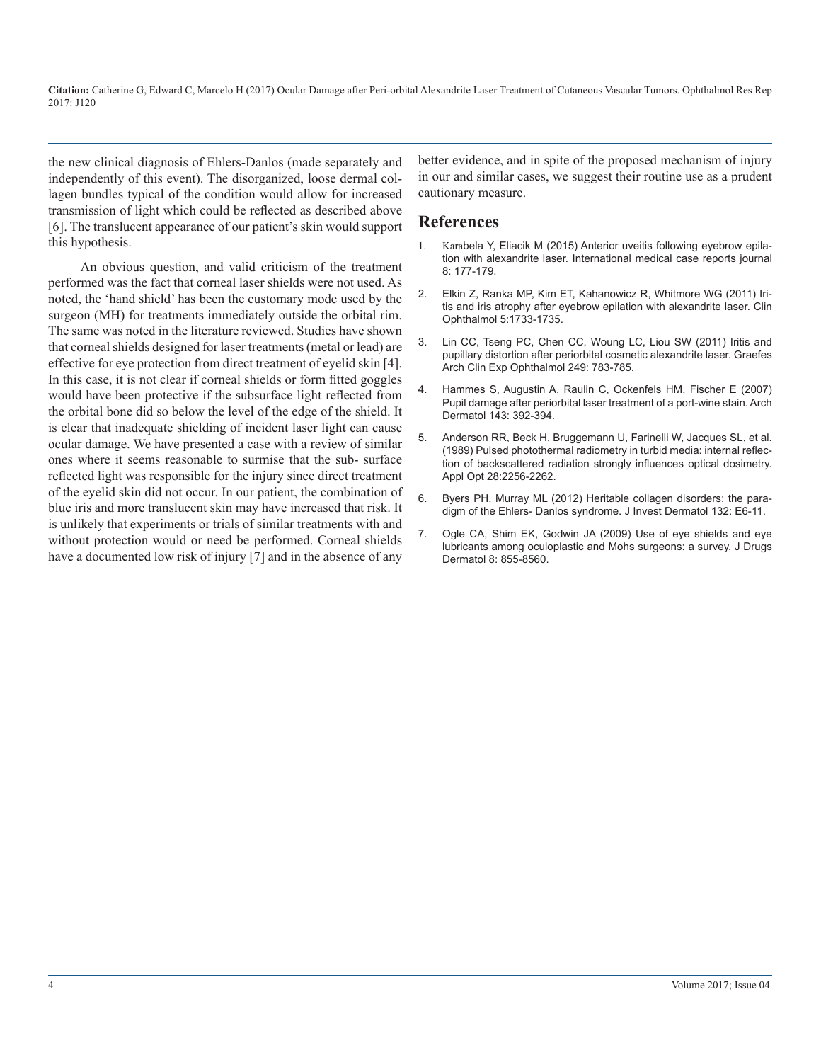the new clinical diagnosis of Ehlers-Danlos (made separately and independently of this event). The disorganized, loose dermal collagen bundles typical of the condition would allow for increased transmission of light which could be reflected as described above [6]. The translucent appearance of our patient's skin would support this hypothesis.

An obvious question, and valid criticism of the treatment performed was the fact that corneal laser shields were not used. As noted, the 'hand shield' has been the customary mode used by the surgeon (MH) for treatments immediately outside the orbital rim. The same was noted in the literature reviewed. Studies have shown that corneal shields designed for laser treatments (metal or lead) are effective for eye protection from direct treatment of eyelid skin [4]. In this case, it is not clear if corneal shields or form fitted goggles would have been protective if the subsurface light reflected from the orbital bone did so below the level of the edge of the shield. It is clear that inadequate shielding of incident laser light can cause ocular damage. We have presented a case with a review of similar ones where it seems reasonable to surmise that the sub- surface reflected light was responsible for the injury since direct treatment of the eyelid skin did not occur. In our patient, the combination of blue iris and more translucent skin may have increased that risk. It is unlikely that experiments or trials of similar treatments with and without protection would or need be performed. Corneal shields have a documented low risk of injury [7] and in the absence of any better evidence, and in spite of the proposed mechanism of injury in our and similar cases, we suggest their routine use as a prudent cautionary measure.

## References

1. Karabela Y, Eliacik M (2015) Anterior uveitis following eyebrow epilation with alexandrite laser. International medical case reports journal 8: 177-179.
2. Elkin Z, Ranka MP, Kim ET, Kahanowicz R, Whitmore WG (2011) Iritis and iris atrophy after eyebrow epilation with alexandrite laser. Clin Ophthalmol 5:1733-1735.
3. Lin CC, Tseng PC, Chen CC, Woung LC, Liou SW (2011) Iritis and pupillary distortion after periorbital cosmetic alexandrite laser. Graefes Arch Clin Exp Ophthalmol 249: 783-785.
4. Hammes S, Augustin A, Raulin C, Ockenfels HM, Fischer E (2007) Pupil damage after periorbital laser treatment of a port-wine stain. Arch Dermatol 143: 392-394.
5. Anderson RR, Beck H, Bruggemann U, Farinelli W, Jacques SL, et al. (1989) Pulsed photothermal radiometry in turbid media: internal reflection of backscattered radiation strongly influences optical dosimetry. Appl Opt 28:2256-2262.
6. Byers PH, Murray ML (2012) Heritable collagen disorders: the paradigm of the Ehlers- Danlos syndrome. J Invest Dermatol 132: E6-11.
7. Ogle CA, Shim EK, Godwin JA (2009) Use of eye shields and eye lubricants among oculoplastic and Mohs surgeons: a survey. J Drugs Dermatol 8: 855-8560.